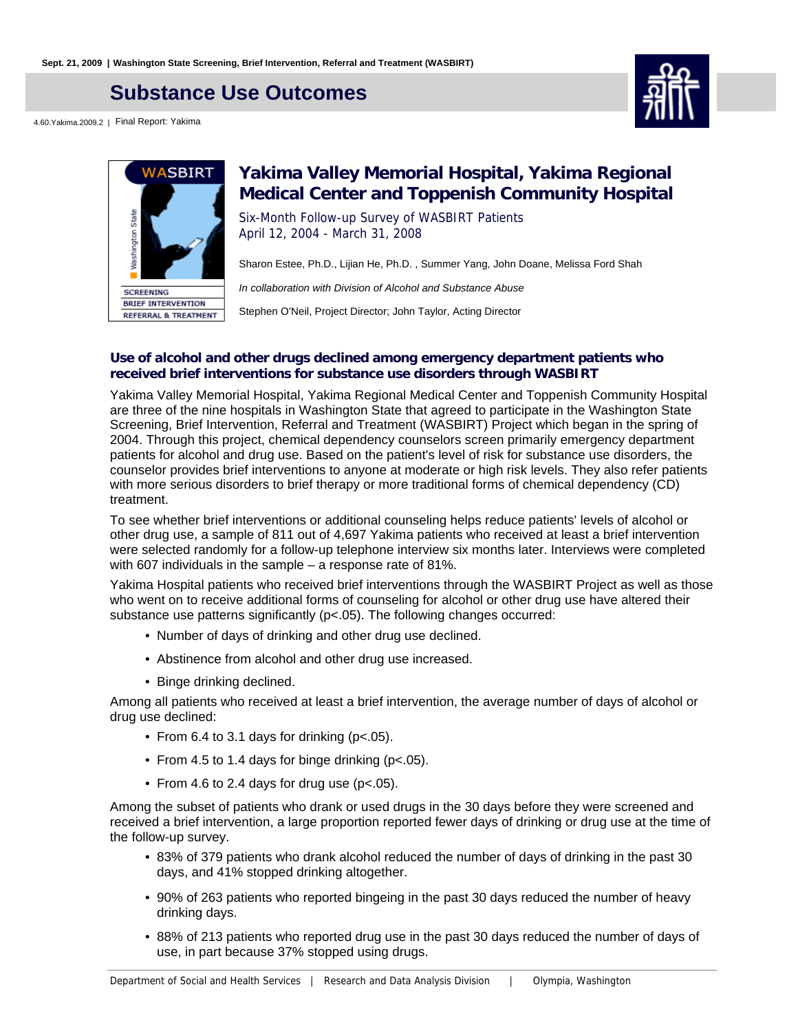Sept. 21, 2009 | Washington State Screening, Brief Intervention, Referral and Treatment (WASBIRT)

# Substance Use Outcomes

4.60.Yakima.2009.2 | Final Report: Yakima

## Yakima Valley Memorial Hospital, Yakima Regional Medical Center and Toppenish Community Hospital

Six-Month Follow-up Survey of WASBIRT Patients
April 12, 2004 - March 31, 2008

Sharon Estee, Ph.D., Lijian He, Ph.D. , Summer Yang, John Doane, Melissa Ford Shah

*In collaboration with Division of Alcohol and Substance Abuse*

Stephen O'Neil, Project Director; John Taylor, Acting Director

### Use of alcohol and other drugs declined among emergency department patients who received brief interventions for substance use disorders through WASBIRT

Yakima Valley Memorial Hospital, Yakima Regional Medical Center and Toppenish Community Hospital are three of the nine hospitals in Washington State that agreed to participate in the Washington State Screening, Brief Intervention, Referral and Treatment (WASBIRT) Project which began in the spring of 2004. Through this project, chemical dependency counselors screen primarily emergency department patients for alcohol and drug use. Based on the patient's level of risk for substance use disorders, the counselor provides brief interventions to anyone at moderate or high risk levels. They also refer patients with more serious disorders to brief therapy or more traditional forms of chemical dependency (CD) treatment.

To see whether brief interventions or additional counseling helps reduce patients' levels of alcohol or other drug use, a sample of 811 out of 4,697 Yakima patients who received at least a brief intervention were selected randomly for a follow-up telephone interview six months later. Interviews were completed with 607 individuals in the sample – a response rate of 81%.

Yakima Hospital patients who received brief interventions through the WASBIRT Project as well as those who went on to receive additional forms of counseling for alcohol or other drug use have altered their substance use patterns significantly ($p<.05$). The following changes occurred:

- Number of days of drinking and other drug use declined.
- Abstinence from alcohol and other drug use increased.
- Binge drinking declined.

Among all patients who received at least a brief intervention, the average number of days of alcohol or drug use declined:

- From 6.4 to 3.1 days for drinking ($p<.05$).
- From 4.5 to 1.4 days for binge drinking ($p<.05$).
- From 4.6 to 2.4 days for drug use ($p<.05$).

Among the subset of patients who drank or used drugs in the 30 days before they were screened and received a brief intervention, a large proportion reported fewer days of drinking or drug use at the time of the follow-up survey.

- 83% of 379 patients who drank alcohol reduced the number of days of drinking in the past 30 days, and 41% stopped drinking altogether.
- 90% of 263 patients who reported bingeing in the past 30 days reduced the number of heavy drinking days.
- 88% of 213 patients who reported drug use in the past 30 days reduced the number of days of use, in part because 37% stopped using drugs.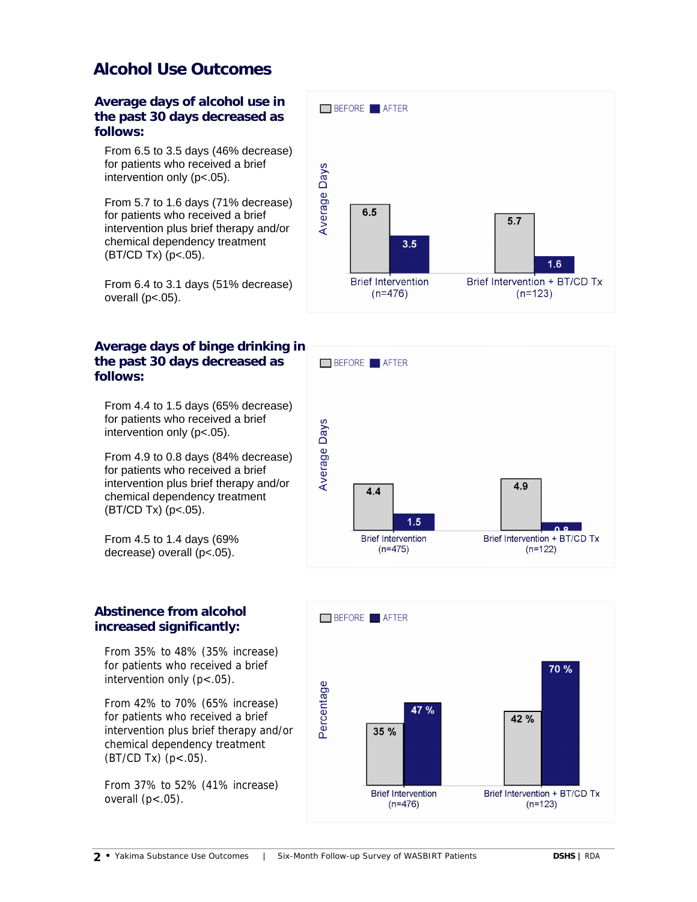# Alcohol Use Outcomes

## Average days of alcohol use in the past 30 days decreased as follows:

From 6.5 to 3.5 days (46% decrease) for patients who received a brief intervention only (p<.05).

From 5.7 to 1.6 days (71% decrease) for patients who received a brief intervention plus brief therapy and/or chemical dependency treatment (BT/CD Tx) (p<.05).

From 6.4 to 3.1 days (51% decrease) overall (p<.05).

BEFORE AFTER

Average Days

| | BEFORE | AFTER |
|---|---|---|
| Brief Intervention (n=476) | 6.5 | 3.5 |
| Brief Intervention + BT/CD Tx (n=123) | 5.7 | 1.6 |

## Average days of binge drinking in the past 30 days decreased as follows:

From 4.4 to 1.5 days (65% decrease) for patients who received a brief intervention only (p<.05).

From 4.9 to 0.8 days (84% decrease) for patients who received a brief intervention plus brief therapy and/or chemical dependency treatment (BT/CD Tx) (p<.05).

From 4.5 to 1.4 days (69% decrease) overall (p<.05).

BEFORE AFTER

Average Days

| | BEFORE | AFTER |
|---|---|---|
| Brief Intervention (n=475) | 4.4 | 1.5 |
| Brief Intervention + BT/CD Tx (n=122) | 4.9 | 0.8 |

## Abstinence from alcohol increased significantly:

From 35% to 48% (35% increase) for patients who received a brief intervention only (p<.05).

From 42% to 70% (65% increase) for patients who received a brief intervention plus brief therapy and/or chemical dependency treatment (BT/CD Tx) (p<.05).

From 37% to 52% (41% increase) overall (p<.05).

BEFORE AFTER

Percentage

| | BEFORE | AFTER |
|---|---|---|
| Brief Intervention (n=476) | 35 % | 47 % |
| Brief Intervention + BT/CD Tx (n=123) | 42 % | 70 % |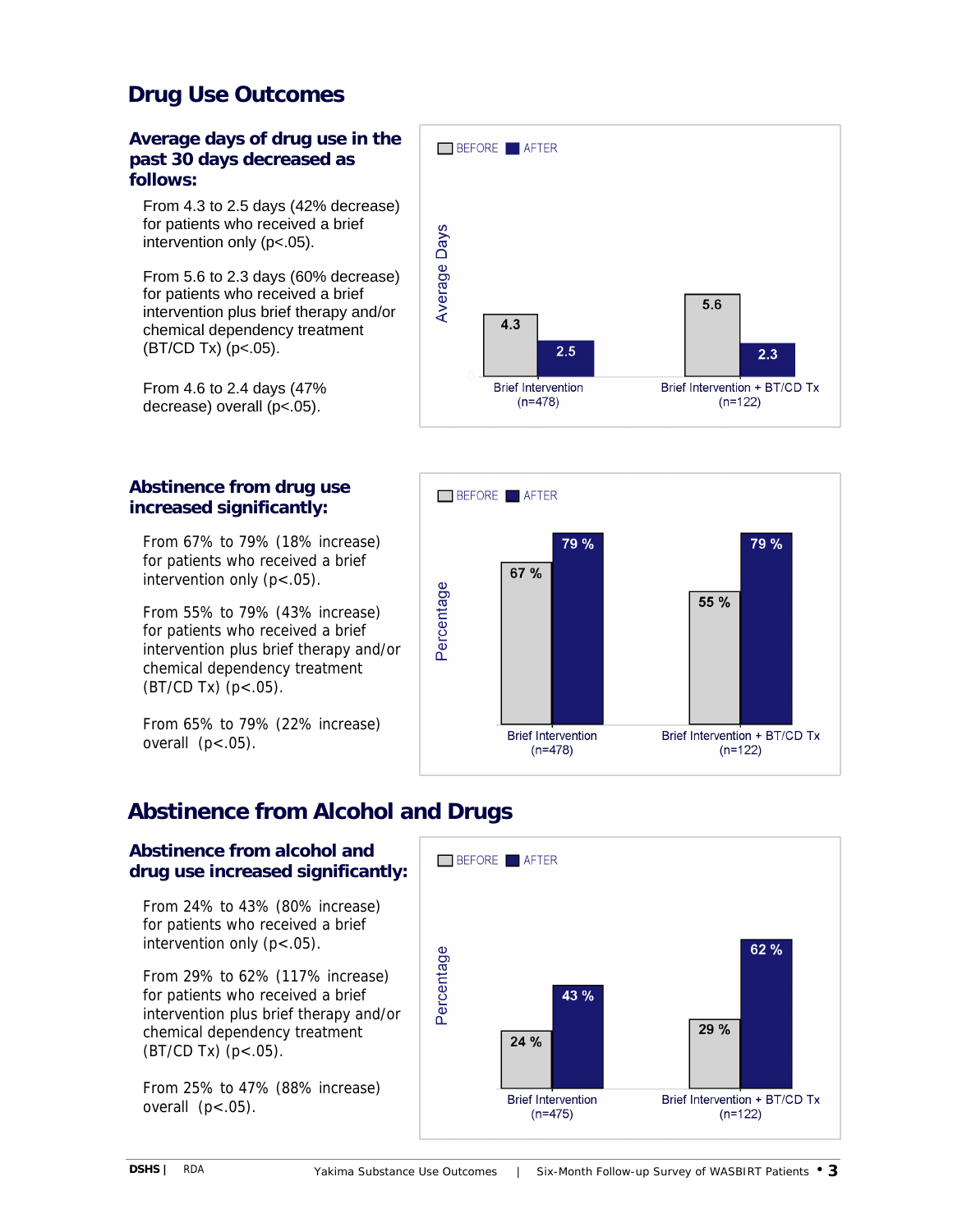# Drug Use Outcomes

### Average days of drug use in the past 30 days decreased as follows:

From 4.3 to 2.5 days (42% decrease) for patients who received a brief intervention only ($p<.05$).

From 5.6 to 2.3 days (60% decrease) for patients who received a brief intervention plus brief therapy and/or chemical dependency treatment (BT/CD Tx) ($p<.05$).

From 4.6 to 2.4 days (47% decrease) overall ($p<.05$).

| Average Days | BEFORE | AFTER |
|---|---|---|
| Brief Intervention (n=478) | 4.3 | 2.5 |
| Brief Intervention + BT/CD Tx (n=122) | 5.6 | 2.3 |

### Abstinence from drug use increased significantly:

From 67% to 79% (18% increase) for patients who received a brief intervention only ($p<.05$).

From 55% to 79% (43% increase) for patients who received a brief intervention plus brief therapy and/or chemical dependency treatment (BT/CD Tx) ($p<.05$).

From 65% to 79% (22% increase) overall ($p<.05$).

| Percentage | BEFORE | AFTER |
|---|---|---|
| Brief Intervention (n=478) | 67 % | 79 % |
| Brief Intervention + BT/CD Tx (n=122) | 55 % | 79 % |

# Abstinence from Alcohol and Drugs

### Abstinence from alcohol and drug use increased significantly:

From 24% to 43% (80% increase) for patients who received a brief intervention only ($p<.05$).

From 29% to 62% (117% increase) for patients who received a brief intervention plus brief therapy and/or chemical dependency treatment (BT/CD Tx) ($p<.05$).

From 25% to 47% (88% increase) overall ($p<.05$).

| Percentage | BEFORE | AFTER |
|---|---|---|
| Brief Intervention (n=475) | 24 % | 43 % |
| Brief Intervention + BT/CD Tx (n=122) | 29 % | 62 % |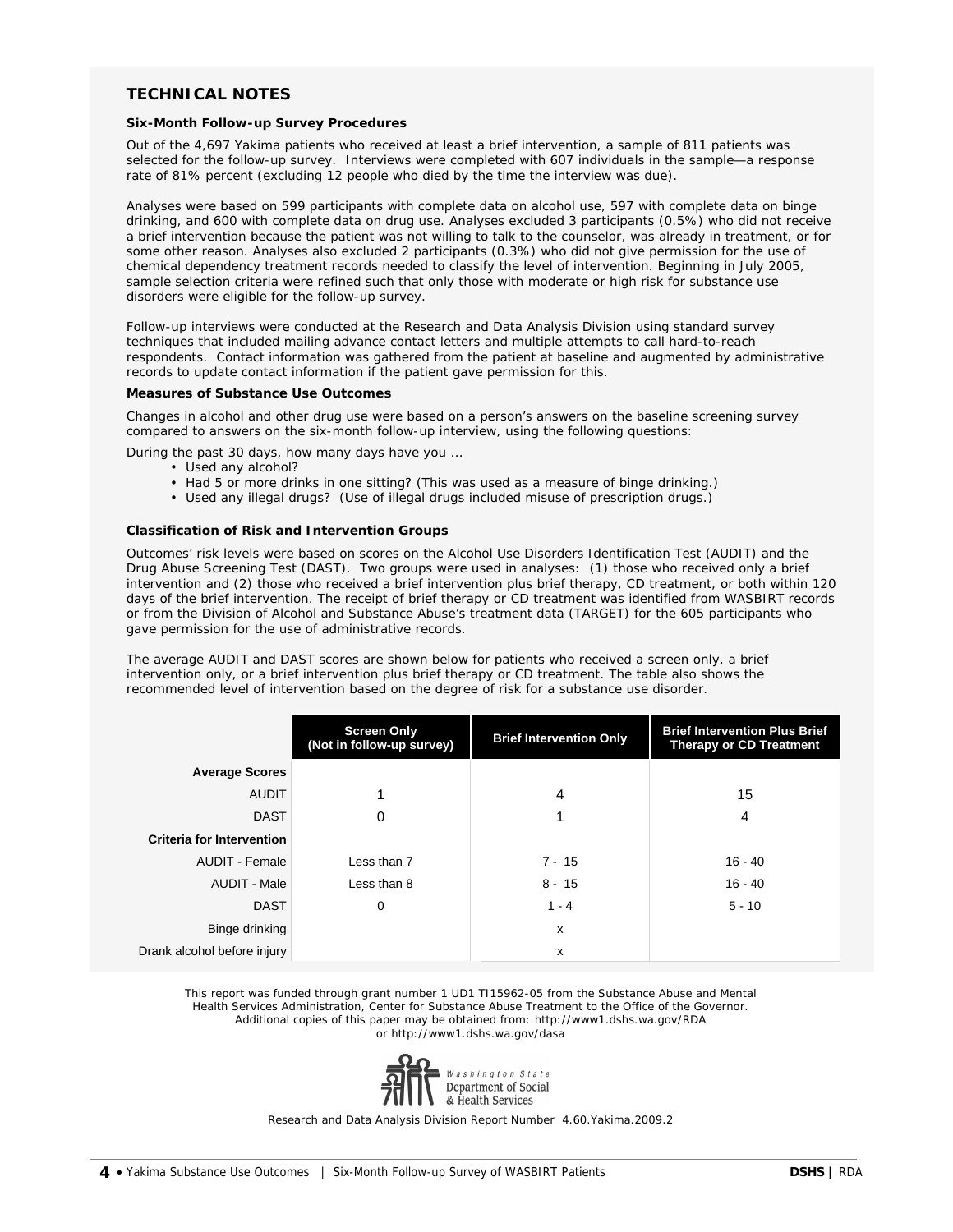## TECHNICAL NOTES

**Six-Month Follow-up Survey Procedures**

Out of the 4,697 Yakima patients who received at least a brief intervention, a sample of 811 patients was selected for the follow-up survey. Interviews were completed with 607 individuals in the sample—a response rate of 81% percent (excluding 12 people who died by the time the interview was due).

Analyses were based on 599 participants with complete data on alcohol use, 597 with complete data on binge drinking, and 600 with complete data on drug use. Analyses excluded 3 participants (0.5%) who did not receive a brief intervention because the patient was not willing to talk to the counselor, was already in treatment, or for some other reason. Analyses also excluded 2 participants (0.3%) who did not give permission for the use of chemical dependency treatment records needed to classify the level of intervention. Beginning in July 2005, sample selection criteria were refined such that only those with moderate or high risk for substance use disorders were eligible for the follow-up survey.

Follow-up interviews were conducted at the Research and Data Analysis Division using standard survey techniques that included mailing advance contact letters and multiple attempts to call hard-to-reach respondents. Contact information was gathered from the patient at baseline and augmented by administrative records to update contact information if the patient gave permission for this.

**Measures of Substance Use Outcomes**

Changes in alcohol and other drug use were based on a person's answers on the baseline screening survey compared to answers on the six-month follow-up interview, using the following questions:

During the past 30 days, how many days have you …

- Used any alcohol?
- Had 5 or more drinks in one sitting? (This was used as a measure of binge drinking.)
- Used any illegal drugs? (Use of illegal drugs included misuse of prescription drugs.)

**Classification of Risk and Intervention Groups**

Outcomes' risk levels were based on scores on the Alcohol Use Disorders Identification Test (AUDIT) and the Drug Abuse Screening Test (DAST). Two groups were used in analyses: (1) those who received only a brief intervention and (2) those who received a brief intervention plus brief therapy, CD treatment, or both within 120 days of the brief intervention. The receipt of brief therapy or CD treatment was identified from WASBIRT records or from the Division of Alcohol and Substance Abuse's treatment data (TARGET) for the 605 participants who gave permission for the use of administrative records.

The average AUDIT and DAST scores are shown below for patients who received a screen only, a brief intervention only, or a brief intervention plus brief therapy or CD treatment. The table also shows the recommended level of intervention based on the degree of risk for a substance use disorder.

| | Screen Only (Not in follow-up survey) | Brief Intervention Only | Brief Intervention Plus Brief Therapy or CD Treatment |
|---|---|---|---|
| **Average Scores** | | | |
| AUDIT | 1 | 4 | 15 |
| DAST | 0 | 1 | 4 |
| **Criteria for Intervention** | | | |
| AUDIT - Female | Less than 7 | 7 - 15 | 16 - 40 |
| AUDIT - Male | Less than 8 | 8 - 15 | 16 - 40 |
| DAST | 0 | 1 - 4 | 5 - 10 |
| Binge drinking | | x | |
| Drank alcohol before injury | | x | |

This report was funded through grant number 1 UD1 TI15962-05 from the Substance Abuse and Mental Health Services Administration, Center for Substance Abuse Treatment to the Office of the Governor. Additional copies of this paper may be obtained from: http://www1.dshs.wa.gov/RDA or http://www1.dshs.wa.gov/dasa

Washington State Department of Social & Health Services

Research and Data Analysis Division Report Number 4.60.Yakima.2009.2